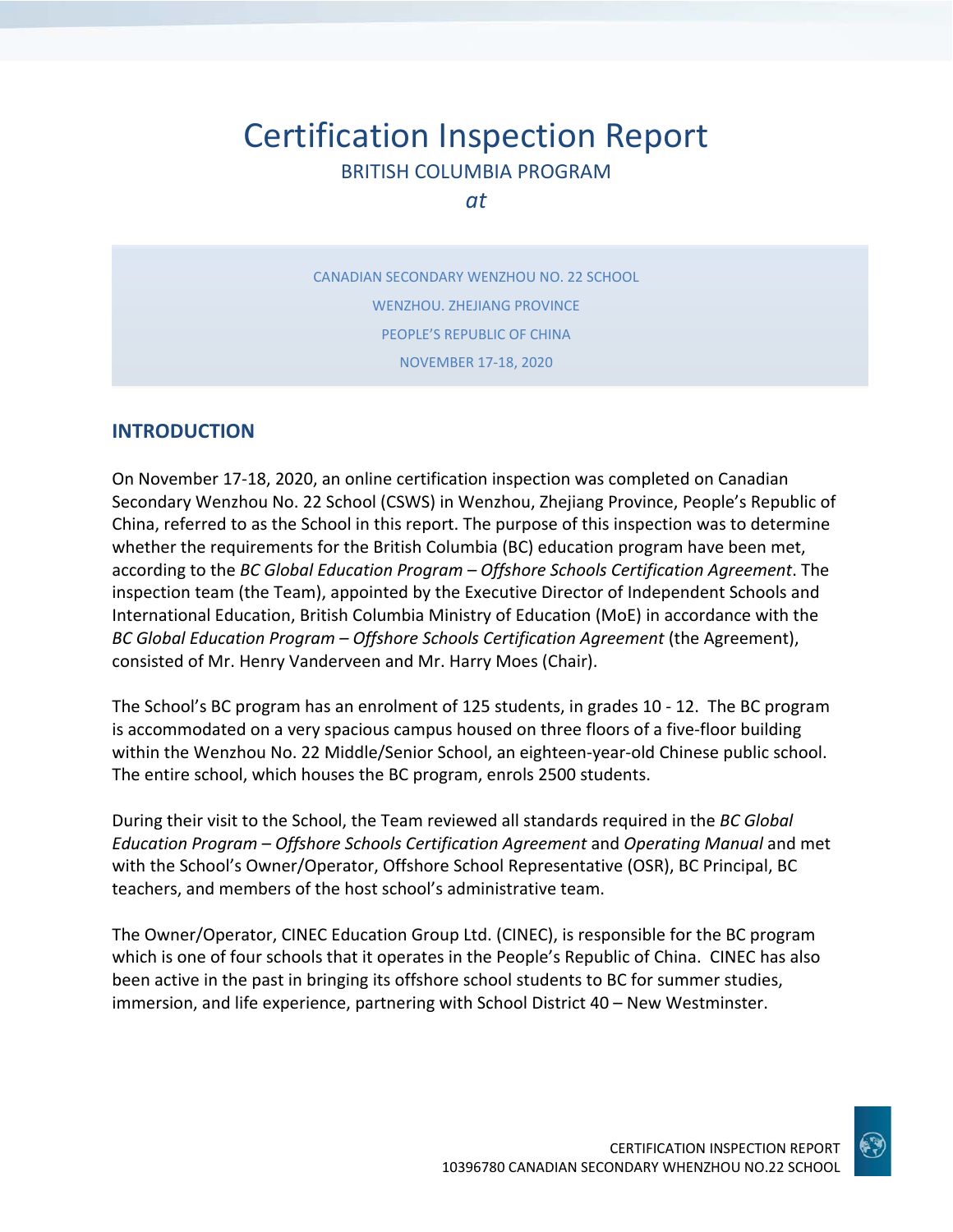# Certification Inspection Report

BRITISH COLUMBIA PROGRAM

*at*

CANADIAN SECONDARY WENZHOU NO. 22 SCHOOL

WENZHOU. ZHEJIANG PROVINCE

PEOPLE'S REPUBLIC OF CHINA

NOVEMBER 17-18, 2020

## INTRODUCTION

On November 17-18, 2020, an online certification inspection was completed on Canadian Secondary Wenzhou No. 22 School (CSWS) in Wenzhou, Zhejiang Province, People's Republic of China, referred to as the School in this report. The purpose of this inspection was to determine whether the requirements for the British Columbia (BC) education program have been met, according to the *BC Global Education Program – Offshore Schools Certification Agreement*. The inspection team (the Team), appointed by the Executive Director of Independent Schools and International Education, British Columbia Ministry of Education (MoE) in accordance with the *BC Global Education Program – Offshore Schools Certification Agreement* (the Agreement), consisted of Mr. Henry Vanderveen and Mr. Harry Moes (Chair).

The School's BC program has an enrolment of 125 students, in grades 10 - 12. The BC program is accommodated on a very spacious campus housed on three floors of a five-floor building within the Wenzhou No. 22 Middle/Senior School, an eighteen-year-old Chinese public school. The entire school, which houses the BC program, enrols 2500 students.

During their visit to the School, the Team reviewed all standards required in the *BC Global Education Program – Offshore Schools Certification Agreement* and *Operating Manual* and met with the School's Owner/Operator, Offshore School Representative (OSR), BC Principal, BC teachers, and members of the host school's administrative team.

The Owner/Operator, CINEC Education Group Ltd. (CINEC), is responsible for the BC program which is one of four schools that it operates in the People's Republic of China. CINEC has also been active in the past in bringing its offshore school students to BC for summer studies, immersion, and life experience, partnering with School District 40 – New Westminster.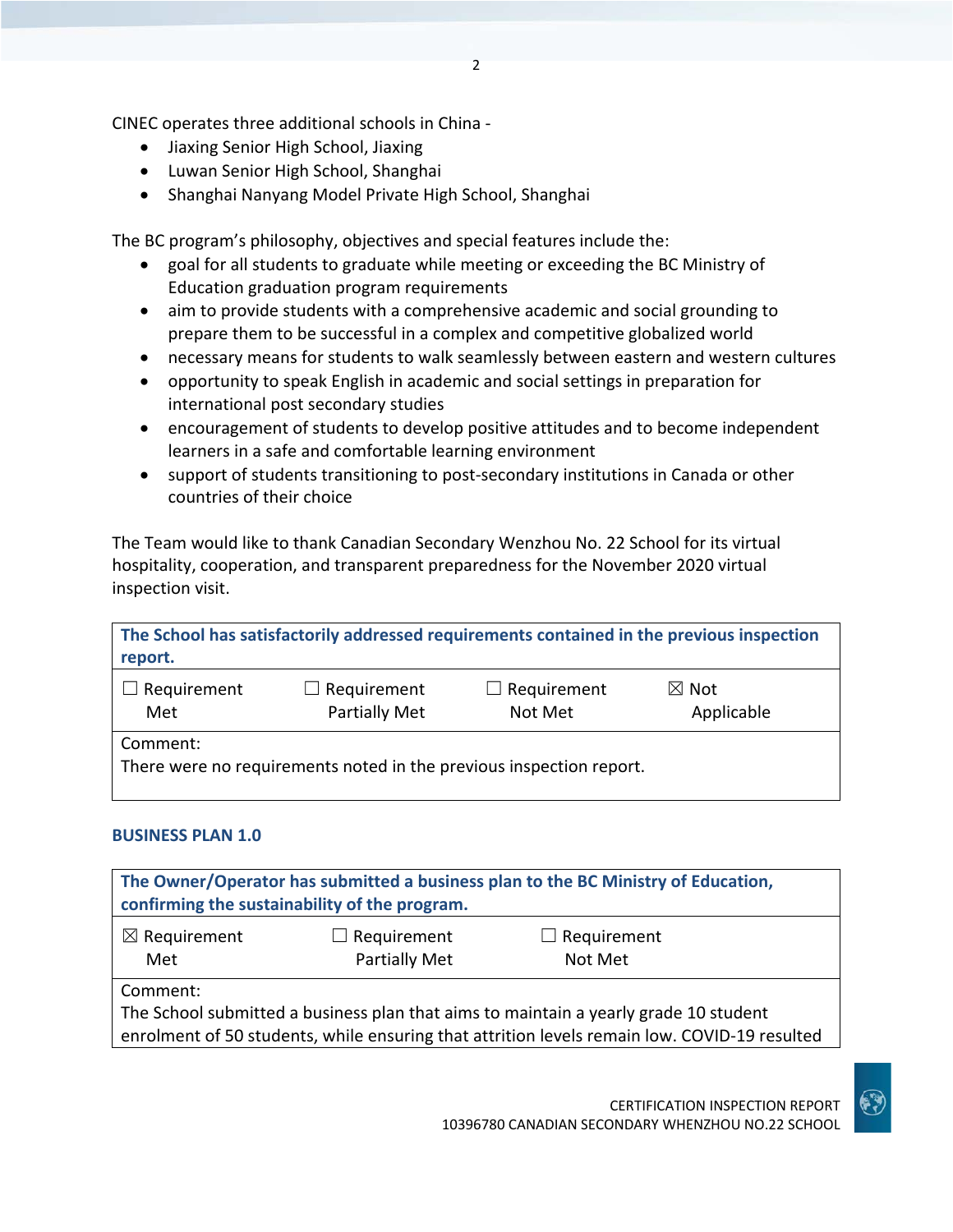CINEC operates three additional schools in China -

- Jiaxing Senior High School, Jiaxing
- Luwan Senior High School, Shanghai
- Shanghai Nanyang Model Private High School, Shanghai

The BC program's philosophy, objectives and special features include the:

- goal for all students to graduate while meeting or exceeding the BC Ministry of Education graduation program requirements
- aim to provide students with a comprehensive academic and social grounding to prepare them to be successful in a complex and competitive globalized world
- necessary means for students to walk seamlessly between eastern and western cultures
- opportunity to speak English in academic and social settings in preparation for international post secondary studies
- encouragement of students to develop positive attitudes and to become independent learners in a safe and comfortable learning environment
- support of students transitioning to post-secondary institutions in Canada or other countries of their choice

The Team would like to thank Canadian Secondary Wenzhou No. 22 School for its virtual hospitality, cooperation, and transparent preparedness for the November 2020 virtual inspection visit.

| **The School has satisfactorily addressed requirements contained in the previous inspection report.** | | | |
|---|---|---|---|
| ☐ Requirement Met | ☐ Requirement Partially Met | ☐ Requirement Not Met | ☒ Not Applicable |
| Comment: There were no requirements noted in the previous inspection report. | | | |

## BUSINESS PLAN 1.0

| **The Owner/Operator has submitted a business plan to the BC Ministry of Education, confirming the sustainability of the program.** | | |
|---|---|---|
| ☒ Requirement Met | ☐ Requirement Partially Met | ☐ Requirement Not Met |
| Comment: The School submitted a business plan that aims to maintain a yearly grade 10 student enrolment of 50 students, while ensuring that attrition levels remain low. COVID-19 resulted | | |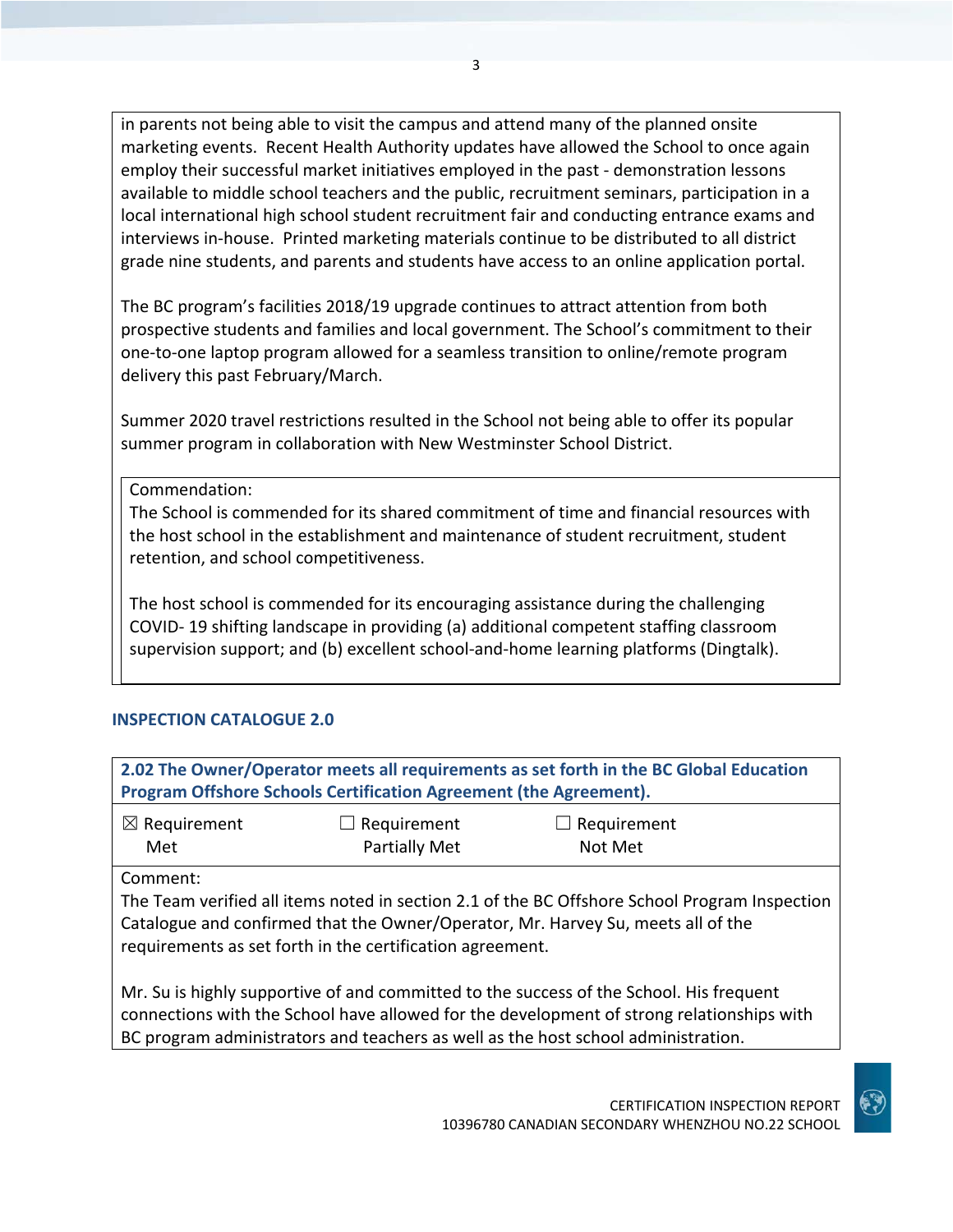in parents not being able to visit the campus and attend many of the planned onsite marketing events. Recent Health Authority updates have allowed the School to once again employ their successful market initiatives employed in the past - demonstration lessons available to middle school teachers and the public, recruitment seminars, participation in a local international high school student recruitment fair and conducting entrance exams and interviews in-house. Printed marketing materials continue to be distributed to all district grade nine students, and parents and students have access to an online application portal.

The BC program's facilities 2018/19 upgrade continues to attract attention from both prospective students and families and local government. The School's commitment to their one-to-one laptop program allowed for a seamless transition to online/remote program delivery this past February/March.

Summer 2020 travel restrictions resulted in the School not being able to offer its popular summer program in collaboration with New Westminster School District.

Commendation:
The School is commended for its shared commitment of time and financial resources with the host school in the establishment and maintenance of student recruitment, student retention, and school competitiveness.

The host school is commended for its encouraging assistance during the challenging COVID- 19 shifting landscape in providing (a) additional competent staffing classroom supervision support; and (b) excellent school-and-home learning platforms (Dingtalk).

## INSPECTION CATALOGUE 2.0

**2.02 The Owner/Operator meets all requirements as set forth in the BC Global Education Program Offshore Schools Certification Agreement (the Agreement).**

| ☒ Requirement Met | ☐ Requirement Partially Met | ☐ Requirement Not Met |
|---|---|---|

Comment:
The Team verified all items noted in section 2.1 of the BC Offshore School Program Inspection Catalogue and confirmed that the Owner/Operator, Mr. Harvey Su, meets all of the requirements as set forth in the certification agreement.

Mr. Su is highly supportive of and committed to the success of the School. His frequent connections with the School have allowed for the development of strong relationships with BC program administrators and teachers as well as the host school administration.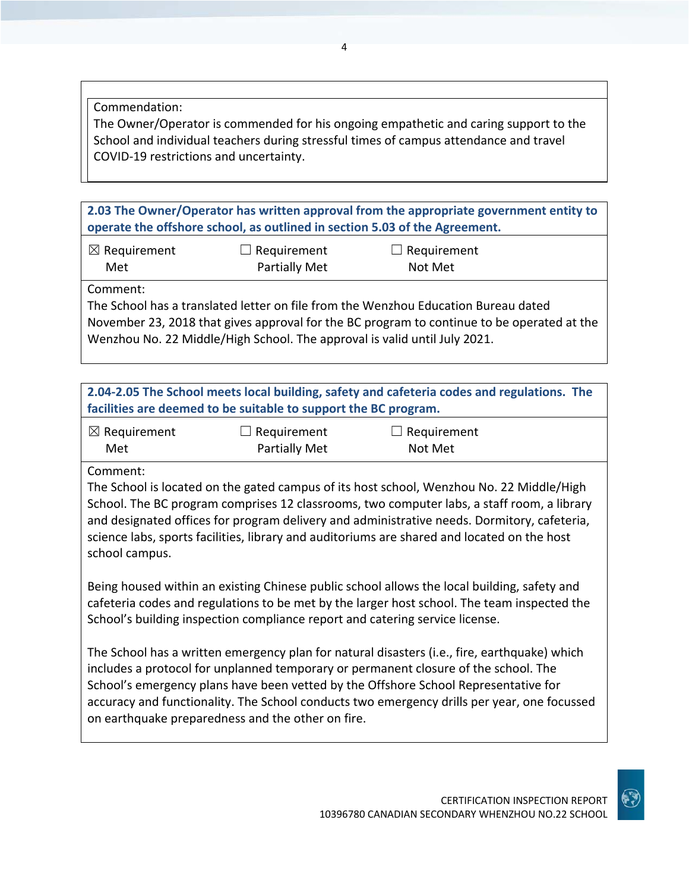Commendation:
The Owner/Operator is commended for his ongoing empathetic and caring support to the School and individual teachers during stressful times of campus attendance and travel COVID-19 restrictions and uncertainty.

**2.03 The Owner/Operator has written approval from the appropriate government entity to operate the offshore school, as outlined in section 5.03 of the Agreement.**

| ☒ Requirement Met | ☐ Requirement Partially Met | ☐ Requirement Not Met |
|---|---|---|

Comment:
The School has a translated letter on file from the Wenzhou Education Bureau dated November 23, 2018 that gives approval for the BC program to continue to be operated at the Wenzhou No. 22 Middle/High School. The approval is valid until July 2021.

**2.04-2.05 The School meets local building, safety and cafeteria codes and regulations. The facilities are deemed to be suitable to support the BC program.**

| ☒ Requirement Met | ☐ Requirement Partially Met | ☐ Requirement Not Met |
|---|---|---|

Comment:
The School is located on the gated campus of its host school, Wenzhou No. 22 Middle/High School. The BC program comprises 12 classrooms, two computer labs, a staff room, a library and designated offices for program delivery and administrative needs. Dormitory, cafeteria, science labs, sports facilities, library and auditoriums are shared and located on the host school campus.

Being housed within an existing Chinese public school allows the local building, safety and cafeteria codes and regulations to be met by the larger host school. The team inspected the School's building inspection compliance report and catering service license.

The School has a written emergency plan for natural disasters (i.e., fire, earthquake) which includes a protocol for unplanned temporary or permanent closure of the school. The School's emergency plans have been vetted by the Offshore School Representative for accuracy and functionality. The School conducts two emergency drills per year, one focussed on earthquake preparedness and the other on fire.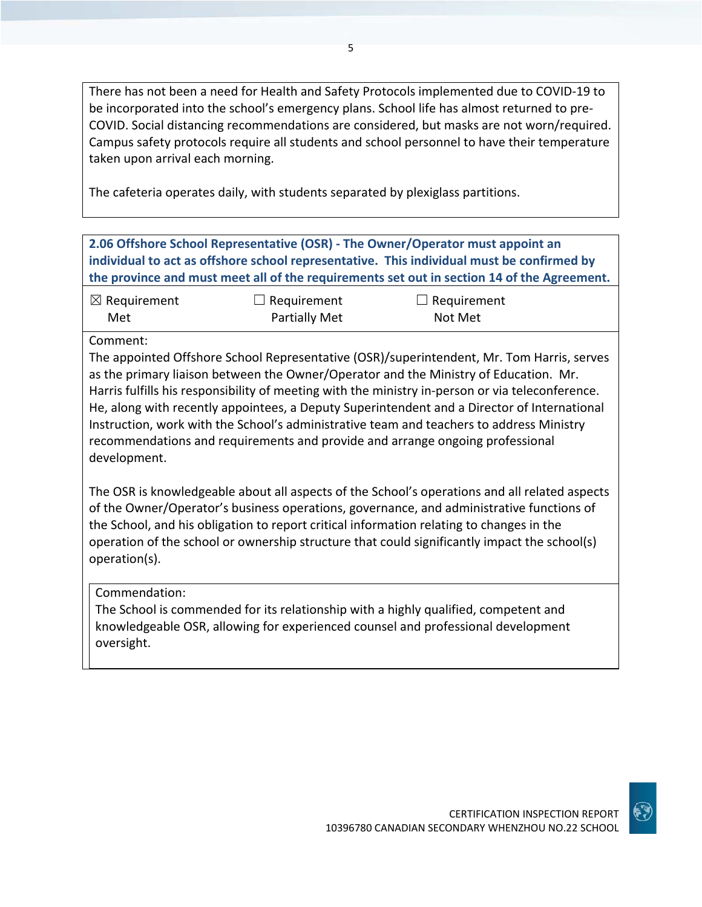There has not been a need for Health and Safety Protocols implemented due to COVID-19 to be incorporated into the school's emergency plans. School life has almost returned to pre-COVID. Social distancing recommendations are considered, but masks are not worn/required. Campus safety protocols require all students and school personnel to have their temperature taken upon arrival each morning.

The cafeteria operates daily, with students separated by plexiglass partitions.

**2.06 Offshore School Representative (OSR) - The Owner/Operator must appoint an individual to act as offshore school representative. This individual must be confirmed by the province and must meet all of the requirements set out in section 14 of the Agreement.**

| ☒ Requirement Met | ☐ Requirement Partially Met | ☐ Requirement Not Met |
|---|---|---|

Comment:
The appointed Offshore School Representative (OSR)/superintendent, Mr. Tom Harris, serves as the primary liaison between the Owner/Operator and the Ministry of Education. Mr. Harris fulfills his responsibility of meeting with the ministry in-person or via teleconference. He, along with recently appointees, a Deputy Superintendent and a Director of International Instruction, work with the School's administrative team and teachers to address Ministry recommendations and requirements and provide and arrange ongoing professional development.

The OSR is knowledgeable about all aspects of the School's operations and all related aspects of the Owner/Operator's business operations, governance, and administrative functions of the School, and his obligation to report critical information relating to changes in the operation of the school or ownership structure that could significantly impact the school(s) operation(s).

Commendation:
The School is commended for its relationship with a highly qualified, competent and knowledgeable OSR, allowing for experienced counsel and professional development oversight.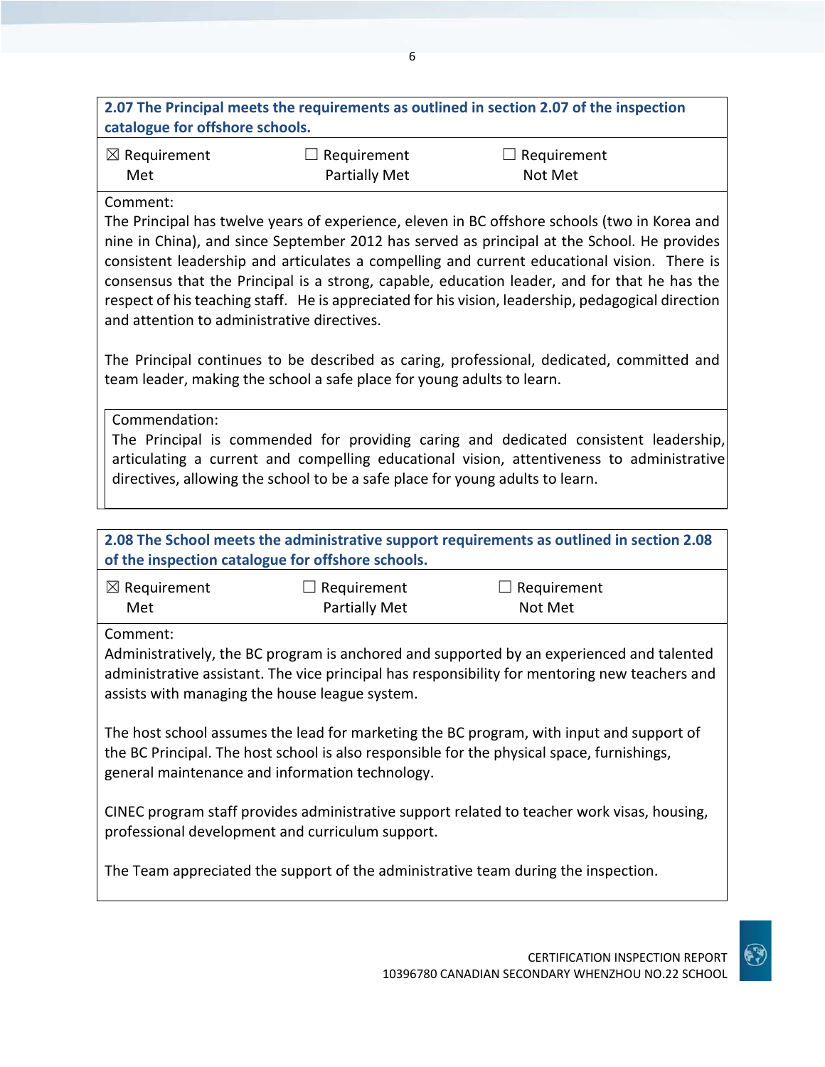**2.07 The Principal meets the requirements as outlined in section 2.07 of the inspection catalogue for offshore schools.**

| ☒ Requirement Met | ☐ Requirement Partially Met | ☐ Requirement Not Met |
|---|---|---|

Comment:

The Principal has twelve years of experience, eleven in BC offshore schools (two in Korea and nine in China), and since September 2012 has served as principal at the School. He provides consistent leadership and articulates a compelling and current educational vision. There is consensus that the Principal is a strong, capable, education leader, and for that he has the respect of his teaching staff. He is appreciated for his vision, leadership, pedagogical direction and attention to administrative directives.

The Principal continues to be described as caring, professional, dedicated, committed and team leader, making the school a safe place for young adults to learn.

Commendation:

The Principal is commended for providing caring and dedicated consistent leadership, articulating a current and compelling educational vision, attentiveness to administrative directives, allowing the school to be a safe place for young adults to learn.

**2.08 The School meets the administrative support requirements as outlined in section 2.08 of the inspection catalogue for offshore schools.**

| ☒ Requirement Met | ☐ Requirement Partially Met | ☐ Requirement Not Met |
|---|---|---|

Comment:

Administratively, the BC program is anchored and supported by an experienced and talented administrative assistant. The vice principal has responsibility for mentoring new teachers and assists with managing the house league system.

The host school assumes the lead for marketing the BC program, with input and support of the BC Principal. The host school is also responsible for the physical space, furnishings, general maintenance and information technology.

CINEC program staff provides administrative support related to teacher work visas, housing, professional development and curriculum support.

The Team appreciated the support of the administrative team during the inspection.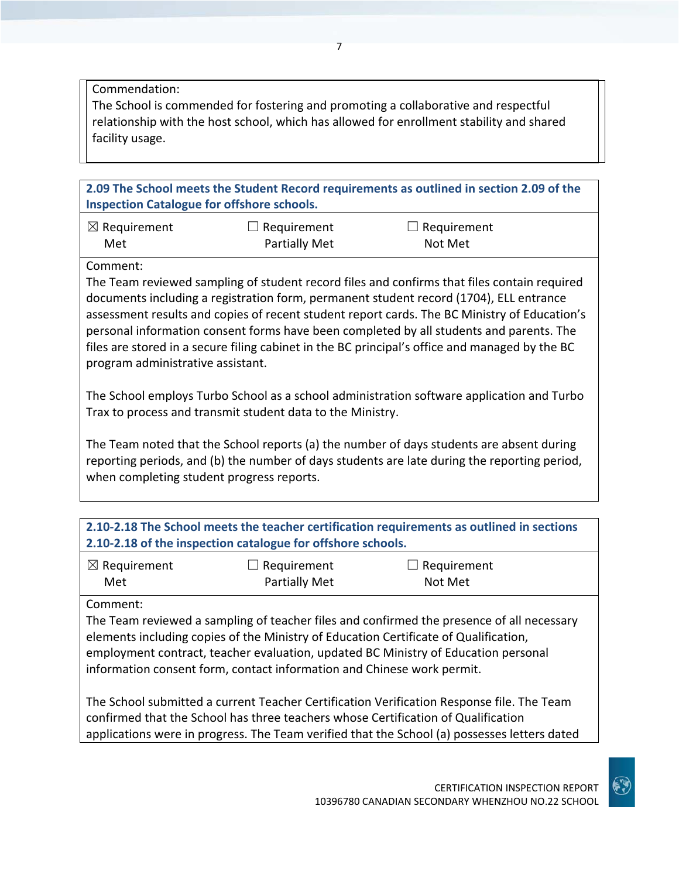Commendation:
The School is commended for fostering and promoting a collaborative and respectful relationship with the host school, which has allowed for enrollment stability and shared facility usage.

**2.09 The School meets the Student Record requirements as outlined in section 2.09 of the Inspection Catalogue for offshore schools.**

| ☒ Requirement Met | ☐ Requirement Partially Met | ☐ Requirement Not Met |
|---|---|---|

Comment:
The Team reviewed sampling of student record files and confirms that files contain required documents including a registration form, permanent student record (1704), ELL entrance assessment results and copies of recent student report cards. The BC Ministry of Education's personal information consent forms have been completed by all students and parents. The files are stored in a secure filing cabinet in the BC principal's office and managed by the BC program administrative assistant.

The School employs Turbo School as a school administration software application and Turbo Trax to process and transmit student data to the Ministry.

The Team noted that the School reports (a) the number of days students are absent during reporting periods, and (b) the number of days students are late during the reporting period, when completing student progress reports.

**2.10-2.18 The School meets the teacher certification requirements as outlined in sections 2.10-2.18 of the inspection catalogue for offshore schools.**

| ☒ Requirement Met | ☐ Requirement Partially Met | ☐ Requirement Not Met |
|---|---|---|

Comment:
The Team reviewed a sampling of teacher files and confirmed the presence of all necessary elements including copies of the Ministry of Education Certificate of Qualification, employment contract, teacher evaluation, updated BC Ministry of Education personal information consent form, contact information and Chinese work permit.

The School submitted a current Teacher Certification Verification Response file. The Team confirmed that the School has three teachers whose Certification of Qualification applications were in progress. The Team verified that the School (a) possesses letters dated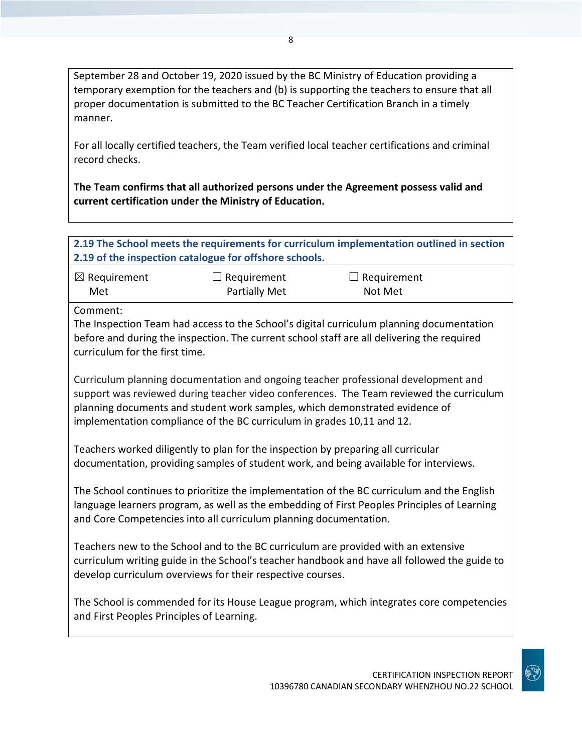September 28 and October 19, 2020 issued by the BC Ministry of Education providing a temporary exemption for the teachers and (b) is supporting the teachers to ensure that all proper documentation is submitted to the BC Teacher Certification Branch in a timely manner.

For all locally certified teachers, the Team verified local teacher certifications and criminal record checks.

**The Team confirms that all authorized persons under the Agreement possess valid and current certification under the Ministry of Education.**

### 2.19 The School meets the requirements for curriculum implementation outlined in section 2.19 of the inspection catalogue for offshore schools.

| ☒ Requirement Met | ☐ Requirement Partially Met | ☐ Requirement Not Met |
|---|---|---|

Comment:
The Inspection Team had access to the School's digital curriculum planning documentation before and during the inspection. The current school staff are all delivering the required curriculum for the first time.

Curriculum planning documentation and ongoing teacher professional development and support was reviewed during teacher video conferences. The Team reviewed the curriculum planning documents and student work samples, which demonstrated evidence of implementation compliance of the BC curriculum in grades 10,11 and 12.

Teachers worked diligently to plan for the inspection by preparing all curricular documentation, providing samples of student work, and being available for interviews.

The School continues to prioritize the implementation of the BC curriculum and the English language learners program, as well as the embedding of First Peoples Principles of Learning and Core Competencies into all curriculum planning documentation.

Teachers new to the School and to the BC curriculum are provided with an extensive curriculum writing guide in the School's teacher handbook and have all followed the guide to develop curriculum overviews for their respective courses.

The School is commended for its House League program, which integrates core competencies and First Peoples Principles of Learning.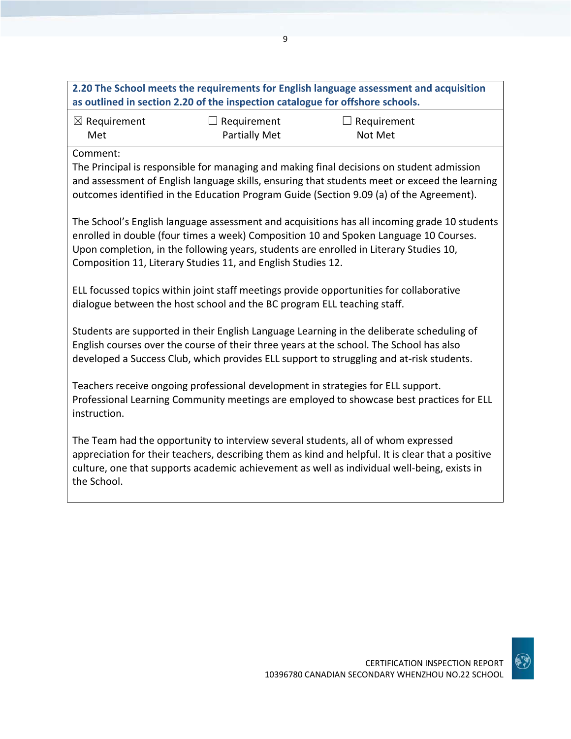**2.20 The School meets the requirements for English language assessment and acquisition as outlined in section 2.20 of the inspection catalogue for offshore schools.**

| ☒ Requirement Met | ☐ Requirement Partially Met | ☐ Requirement Not Met |
|---|---|---|

Comment:

The Principal is responsible for managing and making final decisions on student admission and assessment of English language skills, ensuring that students meet or exceed the learning outcomes identified in the Education Program Guide (Section 9.09 (a) of the Agreement).

The School's English language assessment and acquisitions has all incoming grade 10 students enrolled in double (four times a week) Composition 10 and Spoken Language 10 Courses. Upon completion, in the following years, students are enrolled in Literary Studies 10, Composition 11, Literary Studies 11, and English Studies 12.

ELL focussed topics within joint staff meetings provide opportunities for collaborative dialogue between the host school and the BC program ELL teaching staff.

Students are supported in their English Language Learning in the deliberate scheduling of English courses over the course of their three years at the school. The School has also developed a Success Club, which provides ELL support to struggling and at-risk students.

Teachers receive ongoing professional development in strategies for ELL support. Professional Learning Community meetings are employed to showcase best practices for ELL instruction.

The Team had the opportunity to interview several students, all of whom expressed appreciation for their teachers, describing them as kind and helpful. It is clear that a positive culture, one that supports academic achievement as well as individual well-being, exists in the School.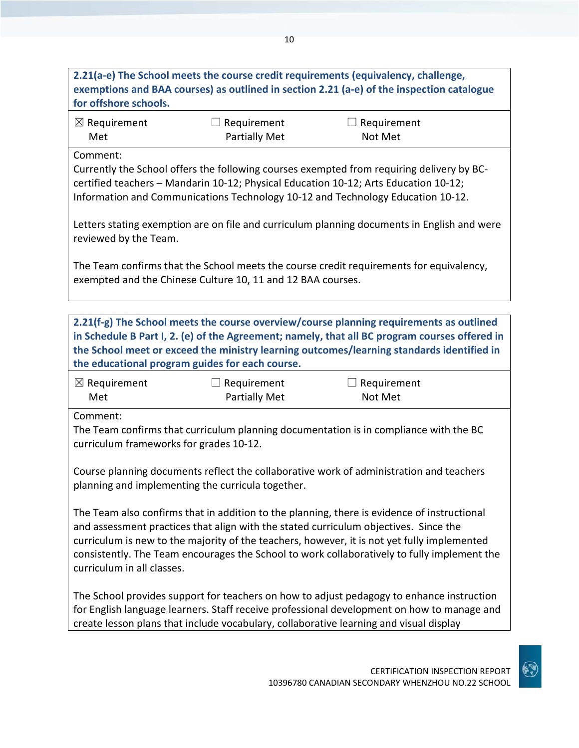**2.21(a-e) The School meets the course credit requirements (equivalency, challenge, exemptions and BAA courses) as outlined in section 2.21 (a-e) of the inspection catalogue for offshore schools.**

| ☒ Requirement Met | ☐ Requirement Partially Met | ☐ Requirement Not Met |
|---|---|---|

Comment:
Currently the School offers the following courses exempted from requiring delivery by BC-certified teachers – Mandarin 10-12; Physical Education 10-12; Arts Education 10-12; Information and Communications Technology 10-12 and Technology Education 10-12.

Letters stating exemption are on file and curriculum planning documents in English and were reviewed by the Team.

The Team confirms that the School meets the course credit requirements for equivalency, exempted and the Chinese Culture 10, 11 and 12 BAA courses.

**2.21(f-g) The School meets the course overview/course planning requirements as outlined in Schedule B Part I, 2. (e) of the Agreement; namely, that all BC program courses offered in the School meet or exceed the ministry learning outcomes/learning standards identified in the educational program guides for each course.**

| ☒ Requirement Met | ☐ Requirement Partially Met | ☐ Requirement Not Met |
|---|---|---|

Comment:
The Team confirms that curriculum planning documentation is in compliance with the BC curriculum frameworks for grades 10-12.

Course planning documents reflect the collaborative work of administration and teachers planning and implementing the curricula together.

The Team also confirms that in addition to the planning, there is evidence of instructional and assessment practices that align with the stated curriculum objectives. Since the curriculum is new to the majority of the teachers, however, it is not yet fully implemented consistently. The Team encourages the School to work collaboratively to fully implement the curriculum in all classes.

The School provides support for teachers on how to adjust pedagogy to enhance instruction for English language learners. Staff receive professional development on how to manage and create lesson plans that include vocabulary, collaborative learning and visual display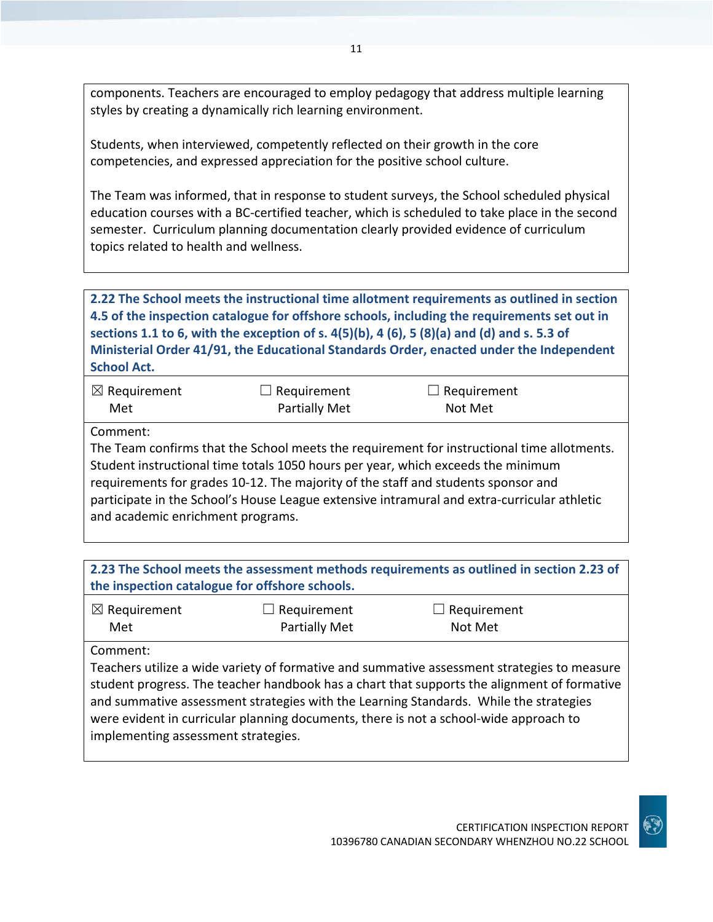components. Teachers are encouraged to employ pedagogy that address multiple learning styles by creating a dynamically rich learning environment.

Students, when interviewed, competently reflected on their growth in the core competencies, and expressed appreciation for the positive school culture.

The Team was informed, that in response to student surveys, the School scheduled physical education courses with a BC-certified teacher, which is scheduled to take place in the second semester. Curriculum planning documentation clearly provided evidence of curriculum topics related to health and wellness.

**2.22 The School meets the instructional time allotment requirements as outlined in section 4.5 of the inspection catalogue for offshore schools, including the requirements set out in sections 1.1 to 6, with the exception of s. 4(5)(b), 4 (6), 5 (8)(a) and (d) and s. 5.3 of Ministerial Order 41/91, the Educational Standards Order, enacted under the Independent School Act.**

| ☒ Requirement Met | ☐ Requirement Partially Met | ☐ Requirement Not Met |
|---|---|---|

Comment:
The Team confirms that the School meets the requirement for instructional time allotments. Student instructional time totals 1050 hours per year, which exceeds the minimum requirements for grades 10-12. The majority of the staff and students sponsor and participate in the School's House League extensive intramural and extra-curricular athletic and academic enrichment programs.

**2.23 The School meets the assessment methods requirements as outlined in section 2.23 of the inspection catalogue for offshore schools.**

| ☒ Requirement Met | ☐ Requirement Partially Met | ☐ Requirement Not Met |
|---|---|---|

Comment:
Teachers utilize a wide variety of formative and summative assessment strategies to measure student progress. The teacher handbook has a chart that supports the alignment of formative and summative assessment strategies with the Learning Standards. While the strategies were evident in curricular planning documents, there is not a school-wide approach to implementing assessment strategies.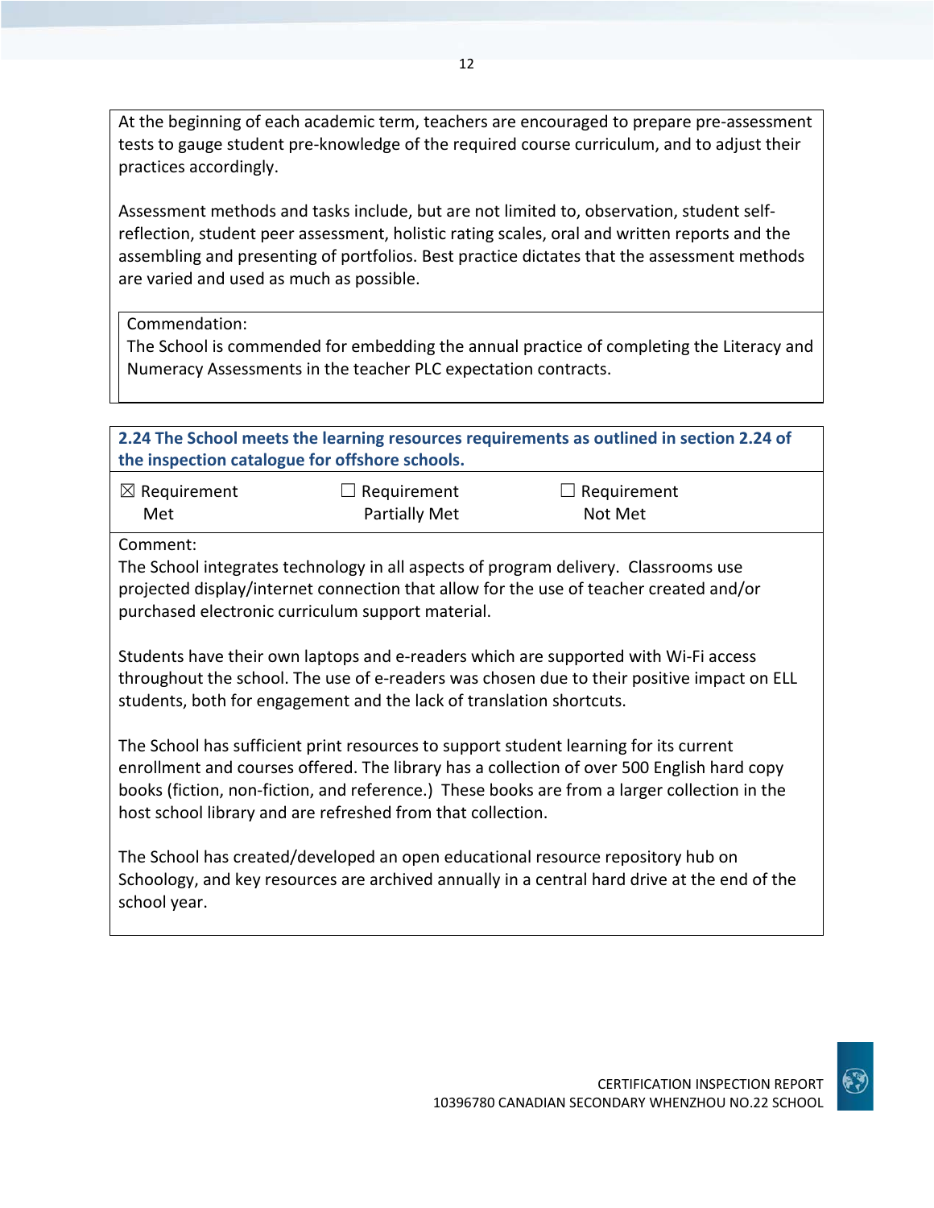At the beginning of each academic term, teachers are encouraged to prepare pre-assessment tests to gauge student pre-knowledge of the required course curriculum, and to adjust their practices accordingly.

Assessment methods and tasks include, but are not limited to, observation, student self-reflection, student peer assessment, holistic rating scales, oral and written reports and the assembling and presenting of portfolios. Best practice dictates that the assessment methods are varied and used as much as possible.

Commendation:
The School is commended for embedding the annual practice of completing the Literacy and Numeracy Assessments in the teacher PLC expectation contracts.

**2.24 The School meets the learning resources requirements as outlined in section 2.24 of the inspection catalogue for offshore schools.**

| ☒ Requirement Met | ☐ Requirement Partially Met | ☐ Requirement Not Met |
|---|---|---|

Comment:
The School integrates technology in all aspects of program delivery. Classrooms use projected display/internet connection that allow for the use of teacher created and/or purchased electronic curriculum support material.

Students have their own laptops and e-readers which are supported with Wi-Fi access throughout the school. The use of e-readers was chosen due to their positive impact on ELL students, both for engagement and the lack of translation shortcuts.

The School has sufficient print resources to support student learning for its current enrollment and courses offered. The library has a collection of over 500 English hard copy books (fiction, non-fiction, and reference.) These books are from a larger collection in the host school library and are refreshed from that collection.

The School has created/developed an open educational resource repository hub on Schoology, and key resources are archived annually in a central hard drive at the end of the school year.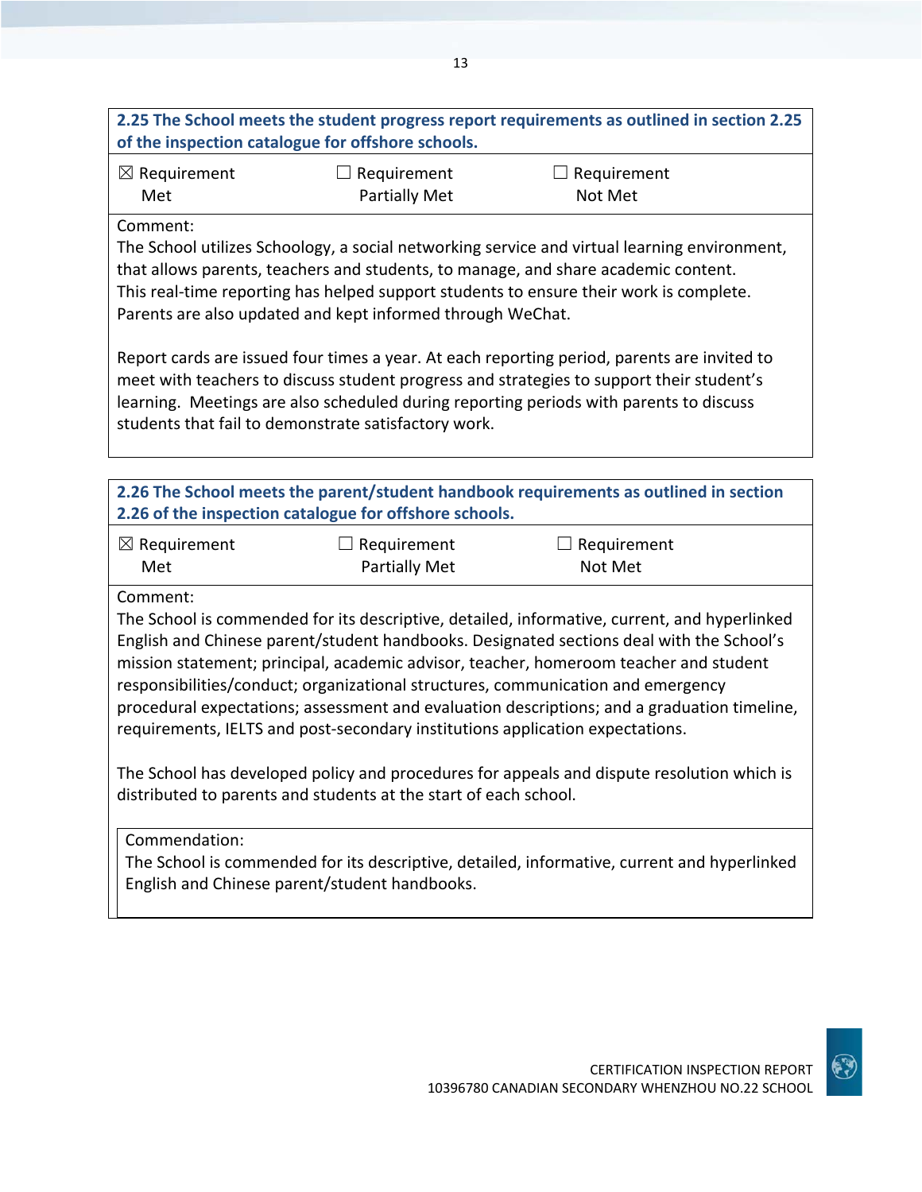**2.25 The School meets the student progress report requirements as outlined in section 2.25 of the inspection catalogue for offshore schools.**

| ☒ Requirement Met | ☐ Requirement Partially Met | ☐ Requirement Not Met |
|---|---|---|

Comment:

The School utilizes Schoology, a social networking service and virtual learning environment, that allows parents, teachers and students, to manage, and share academic content. This real-time reporting has helped support students to ensure their work is complete. Parents are also updated and kept informed through WeChat.

Report cards are issued four times a year. At each reporting period, parents are invited to meet with teachers to discuss student progress and strategies to support their student's learning. Meetings are also scheduled during reporting periods with parents to discuss students that fail to demonstrate satisfactory work.

**2.26 The School meets the parent/student handbook requirements as outlined in section 2.26 of the inspection catalogue for offshore schools.**

| ☒ Requirement Met | ☐ Requirement Partially Met | ☐ Requirement Not Met |
|---|---|---|

Comment:

The School is commended for its descriptive, detailed, informative, current, and hyperlinked English and Chinese parent/student handbooks. Designated sections deal with the School's mission statement; principal, academic advisor, teacher, homeroom teacher and student responsibilities/conduct; organizational structures, communication and emergency procedural expectations; assessment and evaluation descriptions; and a graduation timeline, requirements, IELTS and post-secondary institutions application expectations.

The School has developed policy and procedures for appeals and dispute resolution which is distributed to parents and students at the start of each school.

Commendation:

The School is commended for its descriptive, detailed, informative, current and hyperlinked English and Chinese parent/student handbooks.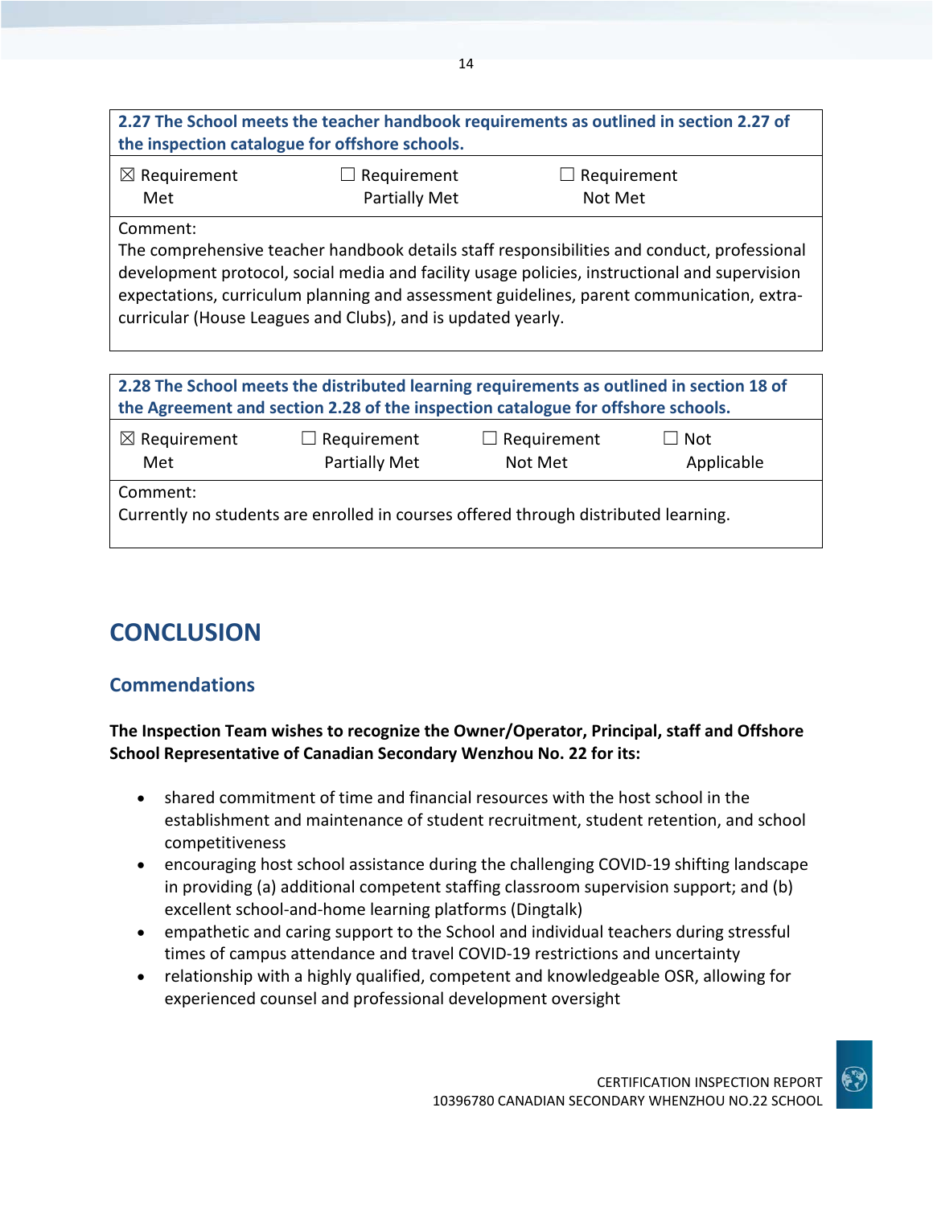| **2.27 The School meets the teacher handbook requirements as outlined in section 2.27 of the inspection catalogue for offshore schools.** | | |
|---|---|---|
| ☒ Requirement Met | ☐ Requirement Partially Met | ☐ Requirement Not Met |
| Comment:<br>The comprehensive teacher handbook details staff responsibilities and conduct, professional development protocol, social media and facility usage policies, instructional and supervision expectations, curriculum planning and assessment guidelines, parent communication, extra-curricular (House Leagues and Clubs), and is updated yearly. | | |

| **2.28 The School meets the distributed learning requirements as outlined in section 18 of the Agreement and section 2.28 of the inspection catalogue for offshore schools.** | | | |
|---|---|---|---|
| ☒ Requirement Met | ☐ Requirement Partially Met | ☐ Requirement Not Met | ☐ Not Applicable |
| Comment:<br>Currently no students are enrolled in courses offered through distributed learning. | | | |

# CONCLUSION

## Commendations

**The Inspection Team wishes to recognize the Owner/Operator, Principal, staff and Offshore School Representative of Canadian Secondary Wenzhou No. 22 for its:**

- shared commitment of time and financial resources with the host school in the establishment and maintenance of student recruitment, student retention, and school competitiveness
- encouraging host school assistance during the challenging COVID-19 shifting landscape in providing (a) additional competent staffing classroom supervision support; and (b) excellent school-and-home learning platforms (Dingtalk)
- empathetic and caring support to the School and individual teachers during stressful times of campus attendance and travel COVID-19 restrictions and uncertainty
- relationship with a highly qualified, competent and knowledgeable OSR, allowing for experienced counsel and professional development oversight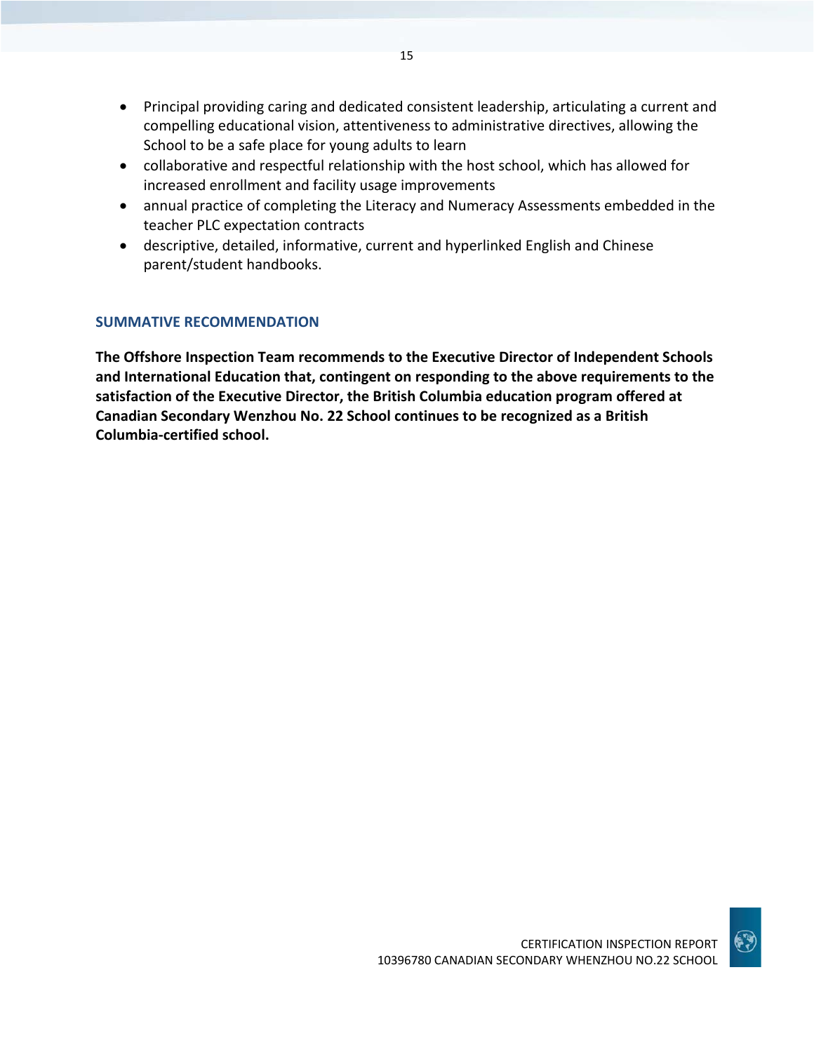- Principal providing caring and dedicated consistent leadership, articulating a current and compelling educational vision, attentiveness to administrative directives, allowing the School to be a safe place for young adults to learn
- collaborative and respectful relationship with the host school, which has allowed for increased enrollment and facility usage improvements
- annual practice of completing the Literacy and Numeracy Assessments embedded in the teacher PLC expectation contracts
- descriptive, detailed, informative, current and hyperlinked English and Chinese parent/student handbooks.

## SUMMATIVE RECOMMENDATION

**The Offshore Inspection Team recommends to the Executive Director of Independent Schools and International Education that, contingent on responding to the above requirements to the satisfaction of the Executive Director, the British Columbia education program offered at Canadian Secondary Wenzhou No. 22 School continues to be recognized as a British Columbia-certified school.**